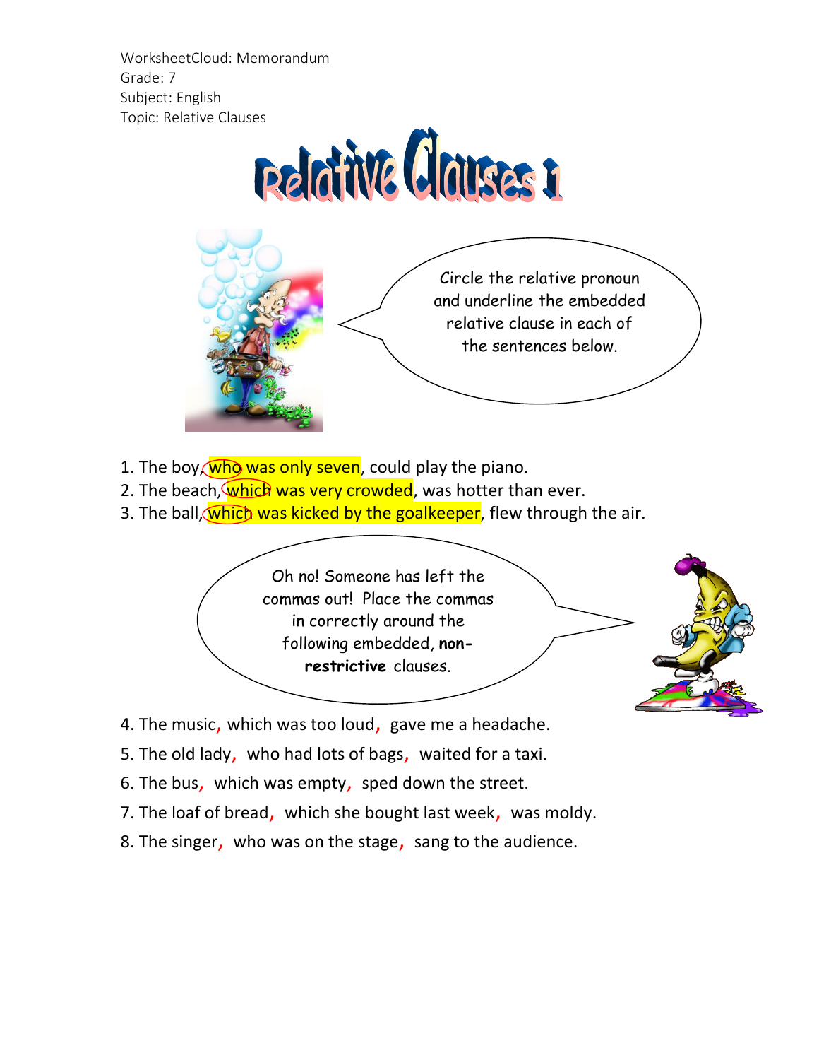WorksheetCloud: Memorandum
Grade: 7
Subject: English
Topic: Relative Clauses

# Relative Clauses 1

Circle the relative pronoun and underline the embedded relative clause in each of the sentences below.

1. The boy, who was only seven, could play the piano.
2. The beach, which was very crowded, was hotter than ever.
3. The ball, which was kicked by the goalkeeper, flew through the air.

Oh no! Someone has left the commas out! Place the commas in correctly around the following embedded, **non-restrictive** clauses.

4. The music, which was too loud, gave me a headache.
5. The old lady, who had lots of bags, waited for a taxi.
6. The bus, which was empty, sped down the street.
7. The loaf of bread, which she bought last week, was moldy.
8. The singer, who was on the stage, sang to the audience.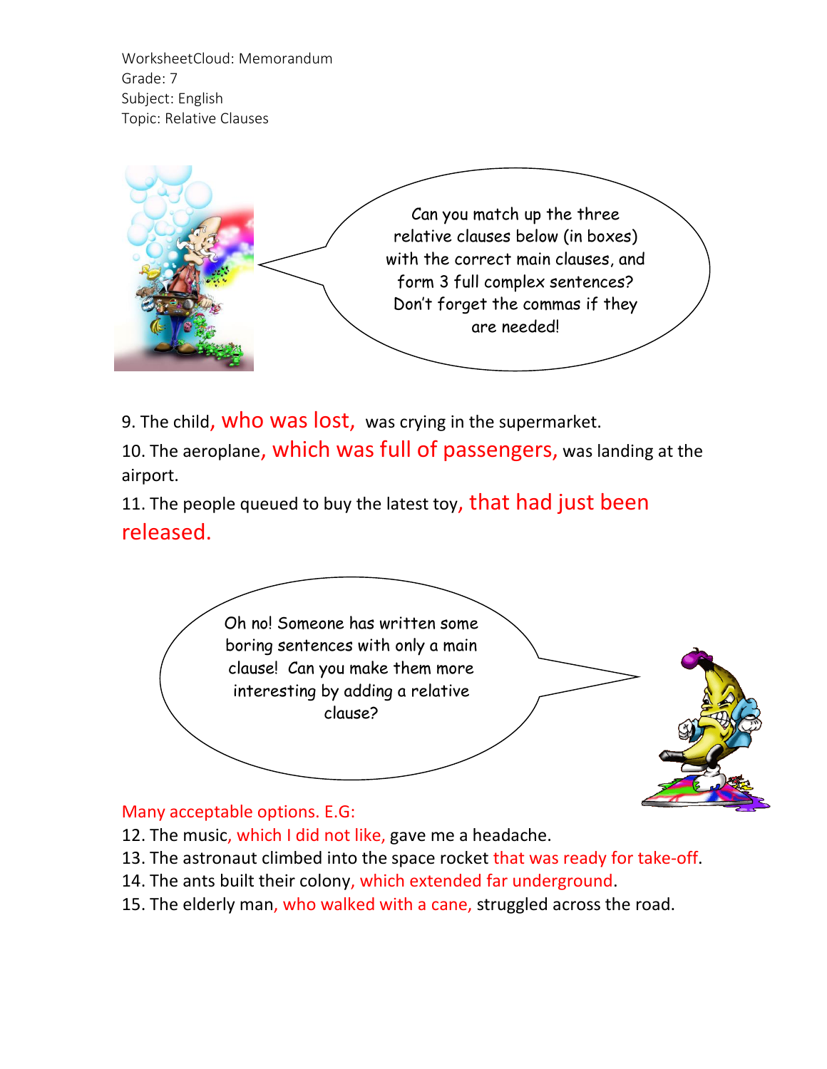WorksheetCloud: Memorandum
Grade: 7
Subject: English
Topic: Relative Clauses

Can you match up the three relative clauses below (in boxes) with the correct main clauses, and form 3 full complex sentences? Don't forget the commas if they are needed!

9. The child, who was lost, was crying in the supermarket.

10. The aeroplane, which was full of passengers, was landing at the airport.

11. The people queued to buy the latest toy, that had just been released.

Oh no! Someone has written some boring sentences with only a main clause! Can you make them more interesting by adding a relative clause?

Many acceptable options. E.G:

12. The music, which I did not like, gave me a headache.

13. The astronaut climbed into the space rocket that was ready for take-off.

14. The ants built their colony, which extended far underground.

15. The elderly man, who walked with a cane, struggled across the road.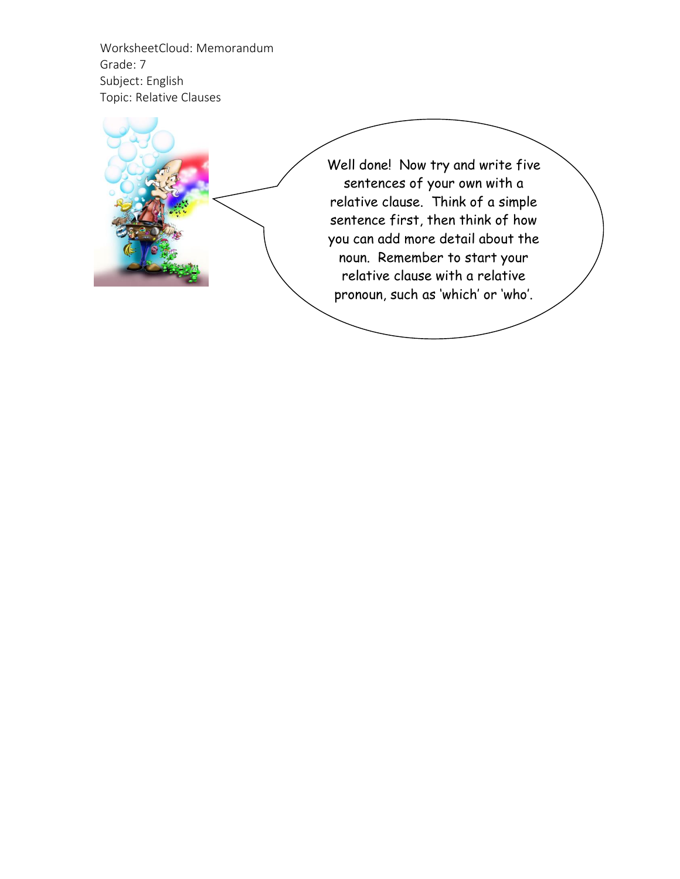WorksheetCloud: Memorandum
Grade: 7
Subject: English
Topic: Relative Clauses

Well done! Now try and write five sentences of your own with a relative clause. Think of a simple sentence first, then think of how you can add more detail about the noun. Remember to start your relative clause with a relative pronoun, such as 'which' or 'who'.